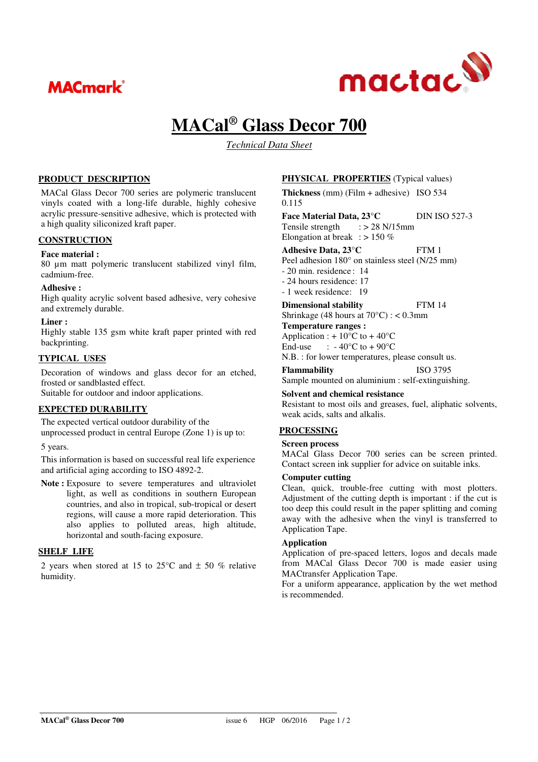MACmark®

mactac

# MACal® Glass Decor 700

*Technical Data Sheet*

## PRODUCT DESCRIPTION

MACal Glass Decor 700 series are polymeric translucent vinyls coated with a long-life durable, highly cohesive acrylic pressure-sensitive adhesive, which is protected with a high quality siliconized kraft paper.

## CONSTRUCTION

**Face material :**
80 µm matt polymeric translucent stabilized vinyl film, cadmium-free.

**Adhesive :**
High quality acrylic solvent based adhesive, very cohesive and extremely durable.

**Liner :**
Highly stable 135 gsm white kraft paper printed with red backprinting.

## TYPICAL USES

Decoration of windows and glass decor for an etched, frosted or sandblasted effect.
Suitable for outdoor and indoor applications.

## EXPECTED DURABILITY

The expected vertical outdoor durability of the unprocessed product in central Europe (Zone 1) is up to:

5 years.

This information is based on successful real life experience and artificial aging according to ISO 4892-2.

**Note :** Exposure to severe temperatures and ultraviolet light, as well as conditions in southern European countries, and also in tropical, sub-tropical or desert regions, will cause a more rapid deterioration. This also applies to polluted areas, high altitude, horizontal and south-facing exposure.

## SHELF LIFE

2 years when stored at 15 to 25°C and ± 50 % relative humidity.

## PHYSICAL PROPERTIES (Typical values)

**Thickness** (mm) (Film + adhesive) ISO 534
0.115

**Face Material Data, 23°C** DIN ISO 527-3
Tensile strength : > 28 N/15mm
Elongation at break : > 150 %

**Adhesive Data, 23°C** FTM 1
Peel adhesion 180° on stainless steel (N/25 mm)
- 20 min. residence : 14
- 24 hours residence: 17
- 1 week residence: 19

**Dimensional stability** FTM 14
Shrinkage (48 hours at 70°C) : < 0.3mm

**Temperature ranges :**
Application : + 10°C to + 40°C
End-use : - 40°C to + 90°C
N.B. : for lower temperatures, please consult us.

**Flammability** ISO 3795
Sample mounted on aluminium : self-extinguishing.

**Solvent and chemical resistance**
Resistant to most oils and greases, fuel, aliphatic solvents, weak acids, salts and alkalis.

## PROCESSING

**Screen process**
MACal Glass Decor 700 series can be screen printed. Contact screen ink supplier for advice on suitable inks.

**Computer cutting**
Clean, quick, trouble-free cutting with most plotters. Adjustment of the cutting depth is important : if the cut is too deep this could result in the paper splitting and coming away with the adhesive when the vinyl is transferred to Application Tape.

**Application**
Application of pre-spaced letters, logos and decals made from MACal Glass Decor 700 is made easier using MACtransfer Application Tape.
For a uniform appearance, application by the wet method is recommended.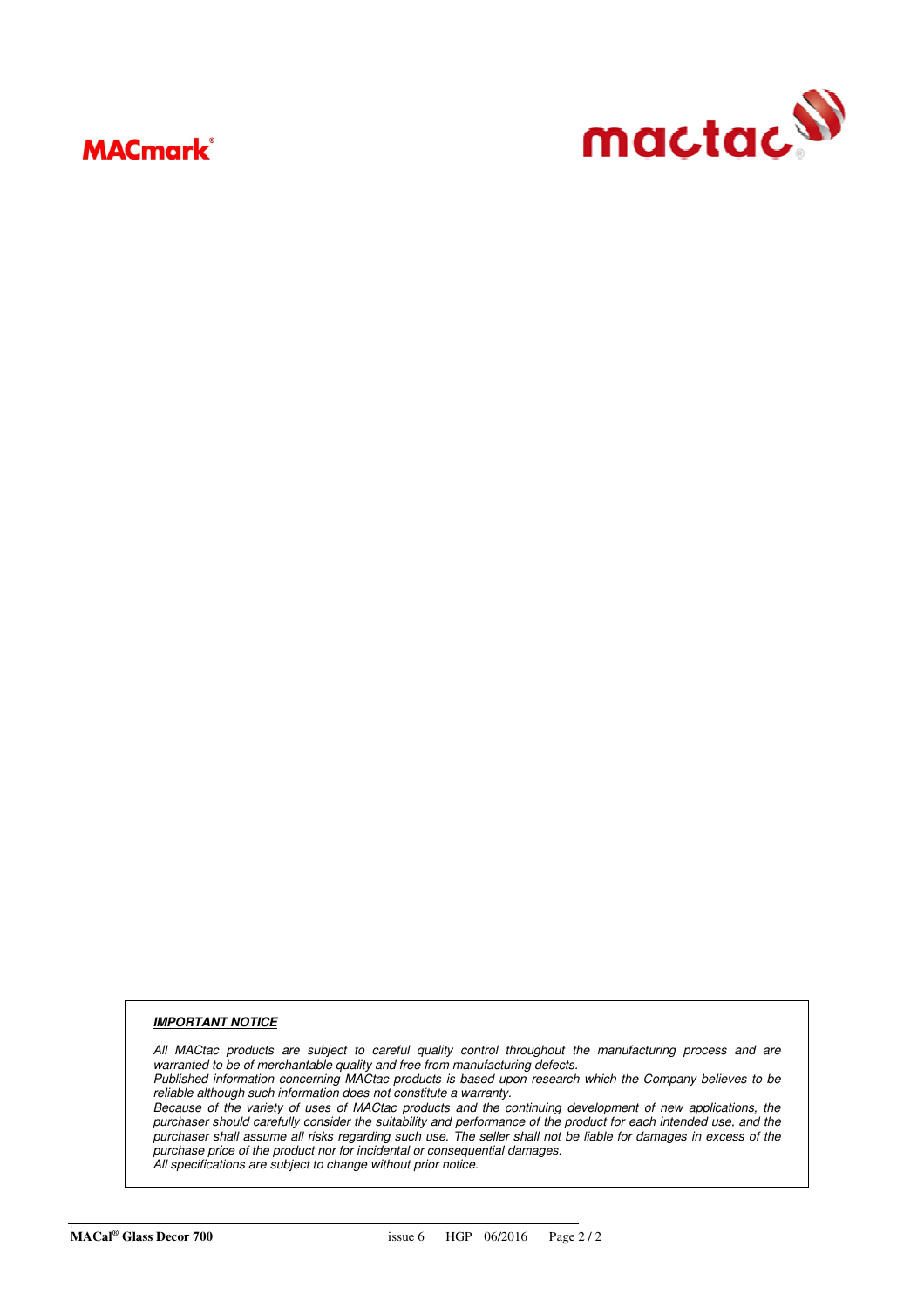***IMPORTANT NOTICE***

*All MACtac products are subject to careful quality control throughout the manufacturing process and are warranted to be of merchantable quality and free from manufacturing defects.*
*Published information concerning MACtac products is based upon research which the Company believes to be reliable although such information does not constitute a warranty.*
*Because of the variety of uses of MACtac products and the continuing development of new applications, the purchaser should carefully consider the suitability and performance of the product for each intended use, and the purchaser shall assume all risks regarding such use. The seller shall not be liable for damages in excess of the purchase price of the product nor for incidental or consequential damages.*
*All specifications are subject to change without prior notice.*